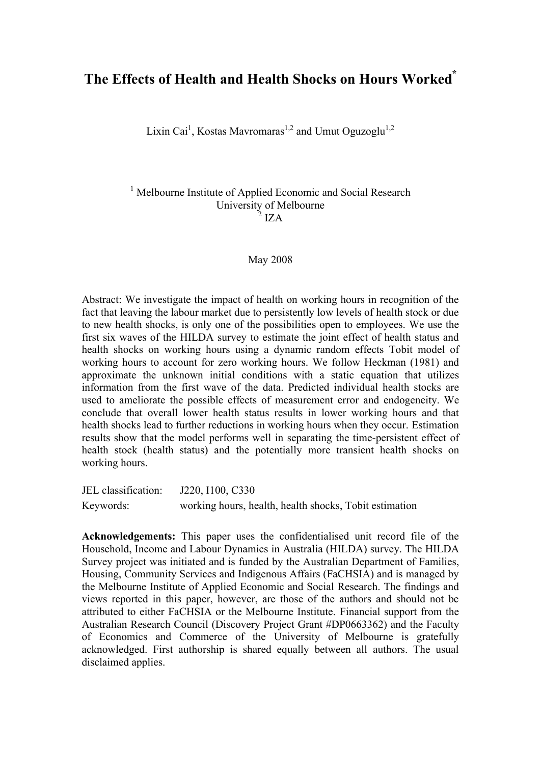# The Effects of Health and Health Shocks on Hours Worked[*]

Lixin Cai[1], Kostas Mavromaras[1,2] and Umut Oguzoglu[1,2]

[1] Melbourne Institute of Applied Economic and Social Research
University of Melbourne
[2] IZA

May 2008

Abstract: We investigate the impact of health on working hours in recognition of the fact that leaving the labour market due to persistently low levels of health stock or due to new health shocks, is only one of the possibilities open to employees. We use the first six waves of the HILDA survey to estimate the joint effect of health status and health shocks on working hours using a dynamic random effects Tobit model of working hours to account for zero working hours. We follow Heckman (1981) and approximate the unknown initial conditions with a static equation that utilizes information from the first wave of the data. Predicted individual health stocks are used to ameliorate the possible effects of measurement error and endogeneity. We conclude that overall lower health status results in lower working hours and that health shocks lead to further reductions in working hours when they occur. Estimation results show that the model performs well in separating the time-persistent effect of health stock (health status) and the potentially more transient health shocks on working hours.

JEL classification: J220, I100, C330

Keywords: working hours, health, health shocks, Tobit estimation

**Acknowledgements:** This paper uses the confidentialised unit record file of the Household, Income and Labour Dynamics in Australia (HILDA) survey. The HILDA Survey project was initiated and is funded by the Australian Department of Families, Housing, Community Services and Indigenous Affairs (FaCHSIA) and is managed by the Melbourne Institute of Applied Economic and Social Research. The findings and views reported in this paper, however, are those of the authors and should not be attributed to either FaCHSIA or the Melbourne Institute. Financial support from the Australian Research Council (Discovery Project Grant #DP0663362) and the Faculty of Economics and Commerce of the University of Melbourne is gratefully acknowledged. First authorship is shared equally between all authors. The usual disclaimed applies.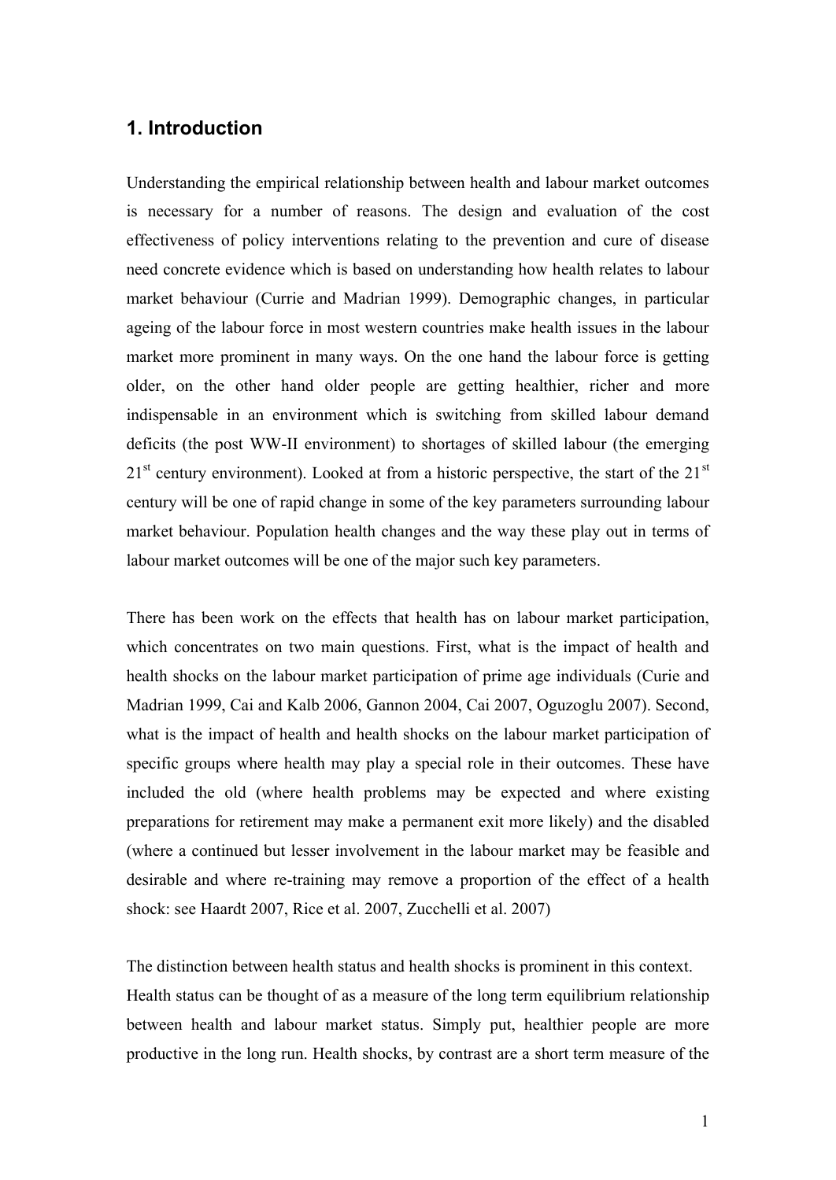## 1. Introduction

Understanding the empirical relationship between health and labour market outcomes is necessary for a number of reasons. The design and evaluation of the cost effectiveness of policy interventions relating to the prevention and cure of disease need concrete evidence which is based on understanding how health relates to labour market behaviour (Currie and Madrian 1999). Demographic changes, in particular ageing of the labour force in most western countries make health issues in the labour market more prominent in many ways. On the one hand the labour force is getting older, on the other hand older people are getting healthier, richer and more indispensable in an environment which is switching from skilled labour demand deficits (the post WW-II environment) to shortages of skilled labour (the emerging 21st century environment). Looked at from a historic perspective, the start of the 21st century will be one of rapid change in some of the key parameters surrounding labour market behaviour. Population health changes and the way these play out in terms of labour market outcomes will be one of the major such key parameters.

There has been work on the effects that health has on labour market participation, which concentrates on two main questions. First, what is the impact of health and health shocks on the labour market participation of prime age individuals (Curie and Madrian 1999, Cai and Kalb 2006, Gannon 2004, Cai 2007, Oguzoglu 2007). Second, what is the impact of health and health shocks on the labour market participation of specific groups where health may play a special role in their outcomes. These have included the old (where health problems may be expected and where existing preparations for retirement may make a permanent exit more likely) and the disabled (where a continued but lesser involvement in the labour market may be feasible and desirable and where re-training may remove a proportion of the effect of a health shock: see Haardt 2007, Rice et al. 2007, Zucchelli et al. 2007)

The distinction between health status and health shocks is prominent in this context. Health status can be thought of as a measure of the long term equilibrium relationship between health and labour market status. Simply put, healthier people are more productive in the long run. Health shocks, by contrast are a short term measure of the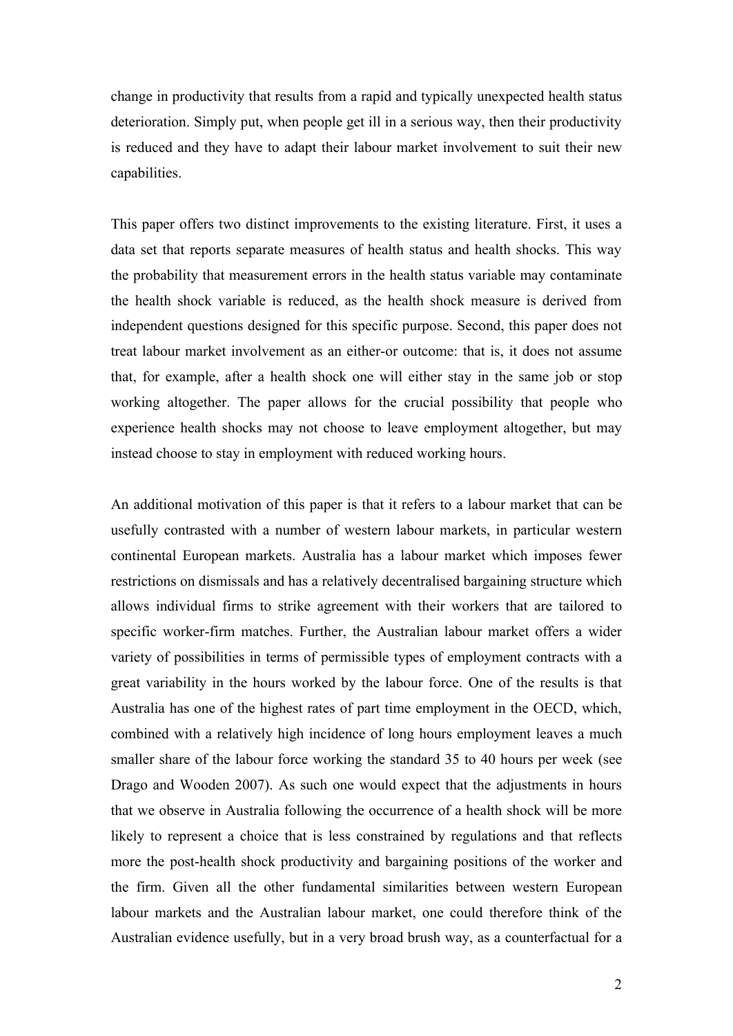change in productivity that results from a rapid and typically unexpected health status deterioration. Simply put, when people get ill in a serious way, then their productivity is reduced and they have to adapt their labour market involvement to suit their new capabilities.

This paper offers two distinct improvements to the existing literature. First, it uses a data set that reports separate measures of health status and health shocks. This way the probability that measurement errors in the health status variable may contaminate the health shock variable is reduced, as the health shock measure is derived from independent questions designed for this specific purpose. Second, this paper does not treat labour market involvement as an either-or outcome: that is, it does not assume that, for example, after a health shock one will either stay in the same job or stop working altogether. The paper allows for the crucial possibility that people who experience health shocks may not choose to leave employment altogether, but may instead choose to stay in employment with reduced working hours.

An additional motivation of this paper is that it refers to a labour market that can be usefully contrasted with a number of western labour markets, in particular western continental European markets. Australia has a labour market which imposes fewer restrictions on dismissals and has a relatively decentralised bargaining structure which allows individual firms to strike agreement with their workers that are tailored to specific worker-firm matches. Further, the Australian labour market offers a wider variety of possibilities in terms of permissible types of employment contracts with a great variability in the hours worked by the labour force. One of the results is that Australia has one of the highest rates of part time employment in the OECD, which, combined with a relatively high incidence of long hours employment leaves a much smaller share of the labour force working the standard 35 to 40 hours per week (see Drago and Wooden 2007). As such one would expect that the adjustments in hours that we observe in Australia following the occurrence of a health shock will be more likely to represent a choice that is less constrained by regulations and that reflects more the post-health shock productivity and bargaining positions of the worker and the firm. Given all the other fundamental similarities between western European labour markets and the Australian labour market, one could therefore think of the Australian evidence usefully, but in a very broad brush way, as a counterfactual for a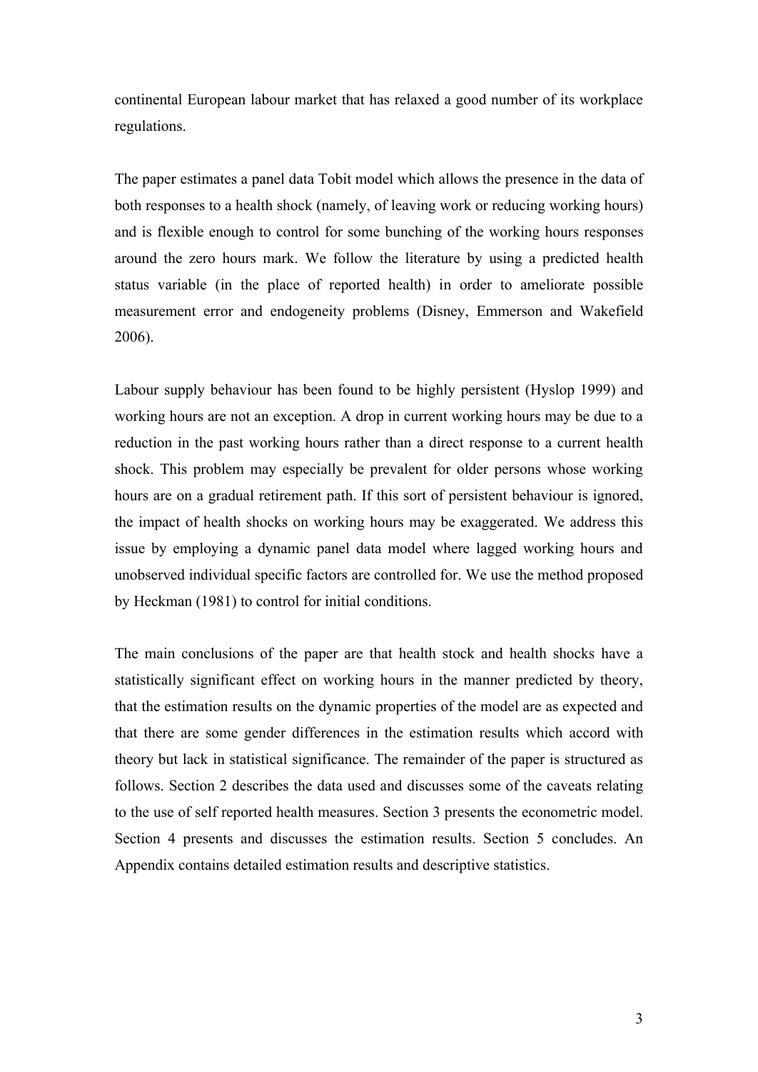continental European labour market that has relaxed a good number of its workplace regulations.

The paper estimates a panel data Tobit model which allows the presence in the data of both responses to a health shock (namely, of leaving work or reducing working hours) and is flexible enough to control for some bunching of the working hours responses around the zero hours mark. We follow the literature by using a predicted health status variable (in the place of reported health) in order to ameliorate possible measurement error and endogeneity problems (Disney, Emmerson and Wakefield 2006).

Labour supply behaviour has been found to be highly persistent (Hyslop 1999) and working hours are not an exception. A drop in current working hours may be due to a reduction in the past working hours rather than a direct response to a current health shock. This problem may especially be prevalent for older persons whose working hours are on a gradual retirement path. If this sort of persistent behaviour is ignored, the impact of health shocks on working hours may be exaggerated. We address this issue by employing a dynamic panel data model where lagged working hours and unobserved individual specific factors are controlled for. We use the method proposed by Heckman (1981) to control for initial conditions.

The main conclusions of the paper are that health stock and health shocks have a statistically significant effect on working hours in the manner predicted by theory, that the estimation results on the dynamic properties of the model are as expected and that there are some gender differences in the estimation results which accord with theory but lack in statistical significance. The remainder of the paper is structured as follows. Section 2 describes the data used and discusses some of the caveats relating to the use of self reported health measures. Section 3 presents the econometric model. Section 4 presents and discusses the estimation results. Section 5 concludes. An Appendix contains detailed estimation results and descriptive statistics.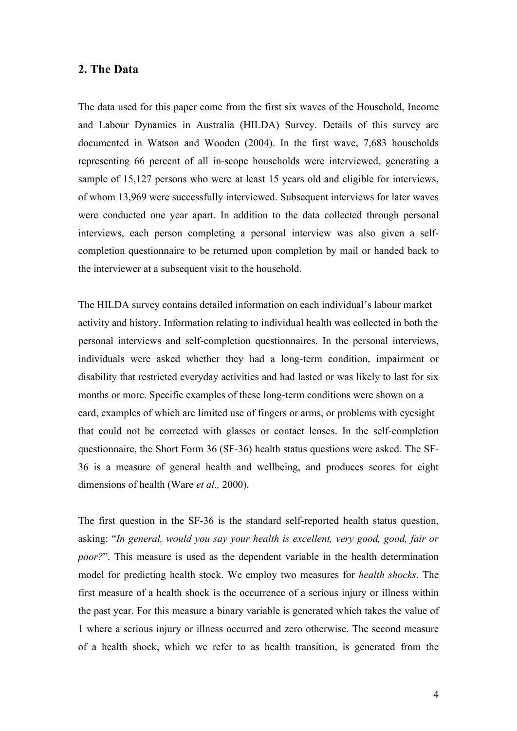## 2. The Data

The data used for this paper come from the first six waves of the Household, Income and Labour Dynamics in Australia (HILDA) Survey. Details of this survey are documented in Watson and Wooden (2004). In the first wave, 7,683 households representing 66 percent of all in-scope households were interviewed, generating a sample of 15,127 persons who were at least 15 years old and eligible for interviews, of whom 13,969 were successfully interviewed. Subsequent interviews for later waves were conducted one year apart. In addition to the data collected through personal interviews, each person completing a personal interview was also given a self-completion questionnaire to be returned upon completion by mail or handed back to the interviewer at a subsequent visit to the household.

The HILDA survey contains detailed information on each individual's labour market activity and history. Information relating to individual health was collected in both the personal interviews and self-completion questionnaires. In the personal interviews, individuals were asked whether they had a long-term condition, impairment or disability that restricted everyday activities and had lasted or was likely to last for six months or more. Specific examples of these long-term conditions were shown on a card, examples of which are limited use of fingers or arms, or problems with eyesight that could not be corrected with glasses or contact lenses. In the self-completion questionnaire, the Short Form 36 (SF-36) health status questions were asked. The SF-36 is a measure of general health and wellbeing, and produces scores for eight dimensions of health (Ware *et al.,* 2000).

The first question in the SF-36 is the standard self-reported health status question, asking: "*In general, would you say your health is excellent, very good, good, fair or poor?*". This measure is used as the dependent variable in the health determination model for predicting health stock. We employ two measures for *health shocks*. The first measure of a health shock is the occurrence of a serious injury or illness within the past year. For this measure a binary variable is generated which takes the value of 1 where a serious injury or illness occurred and zero otherwise. The second measure of a health shock, which we refer to as health transition, is generated from the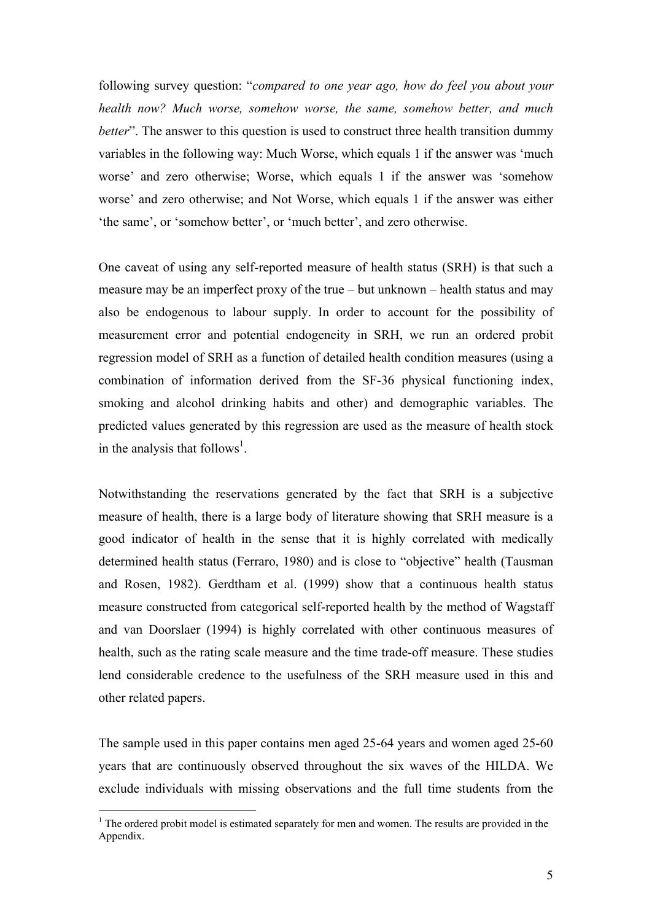following survey question: "*compared to one year ago, how do feel you about your health now? Much worse, somehow worse, the same, somehow better, and much better*". The answer to this question is used to construct three health transition dummy variables in the following way: Much Worse, which equals 1 if the answer was 'much worse' and zero otherwise; Worse, which equals 1 if the answer was 'somehow worse' and zero otherwise; and Not Worse, which equals 1 if the answer was either 'the same', or 'somehow better', or 'much better', and zero otherwise.

One caveat of using any self-reported measure of health status (SRH) is that such a measure may be an imperfect proxy of the true – but unknown – health status and may also be endogenous to labour supply. In order to account for the possibility of measurement error and potential endogeneity in SRH, we run an ordered probit regression model of SRH as a function of detailed health condition measures (using a combination of information derived from the SF-36 physical functioning index, smoking and alcohol drinking habits and other) and demographic variables. The predicted values generated by this regression are used as the measure of health stock in the analysis that follows[1].

Notwithstanding the reservations generated by the fact that SRH is a subjective measure of health, there is a large body of literature showing that SRH measure is a good indicator of health in the sense that it is highly correlated with medically determined health status (Ferraro, 1980) and is close to "objective" health (Tausman and Rosen, 1982). Gerdtham et al. (1999) show that a continuous health status measure constructed from categorical self-reported health by the method of Wagstaff and van Doorslaer (1994) is highly correlated with other continuous measures of health, such as the rating scale measure and the time trade-off measure. These studies lend considerable credence to the usefulness of the SRH measure used in this and other related papers.

The sample used in this paper contains men aged 25-64 years and women aged 25-60 years that are continuously observed throughout the six waves of the HILDA. We exclude individuals with missing observations and the full time students from the

[1] The ordered probit model is estimated separately for men and women. The results are provided in the Appendix.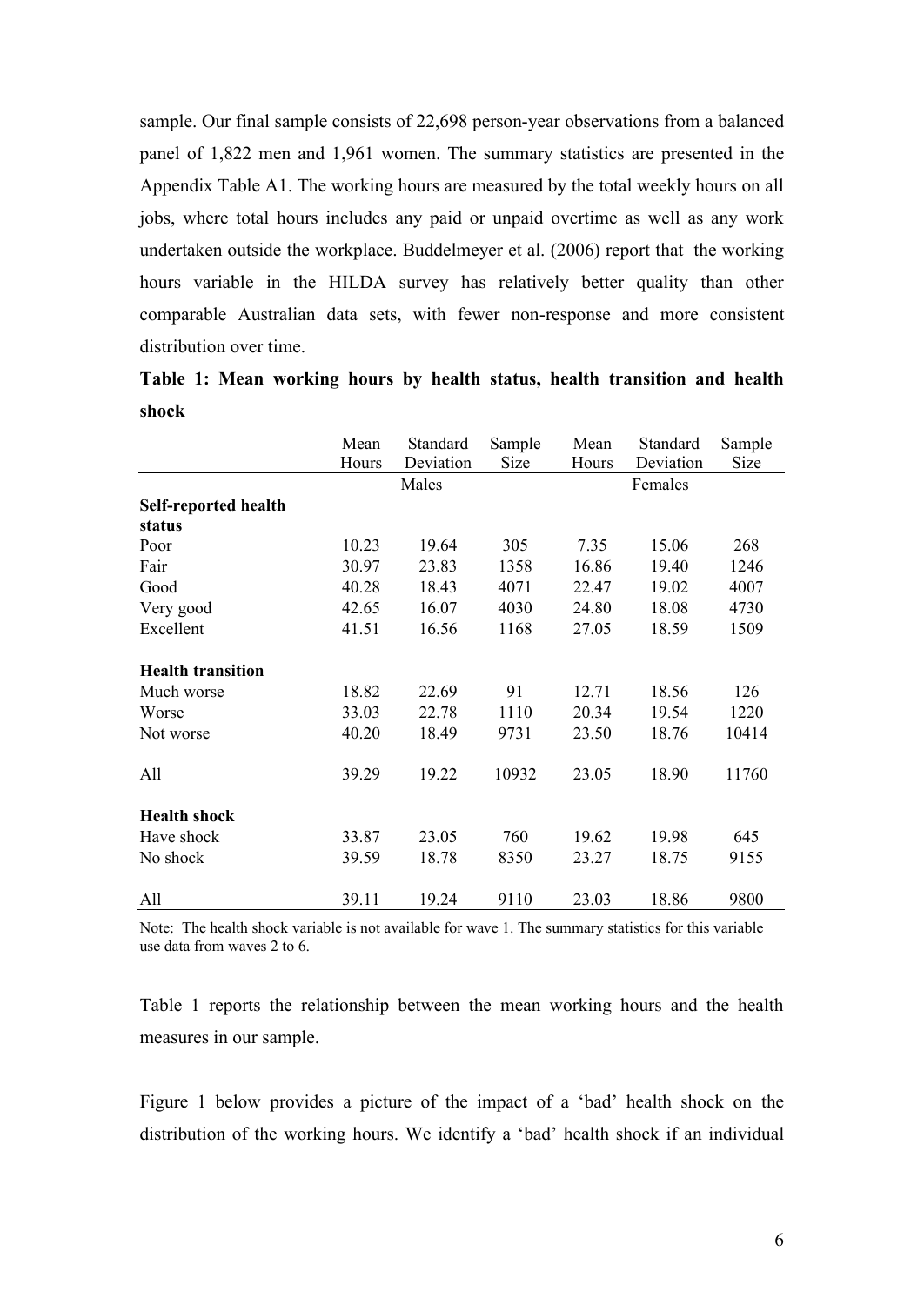sample. Our final sample consists of 22,698 person-year observations from a balanced panel of 1,822 men and 1,961 women. The summary statistics are presented in the Appendix Table A1. The working hours are measured by the total weekly hours on all jobs, where total hours includes any paid or unpaid overtime as well as any work undertaken outside the workplace. Buddelmeyer et al. (2006) report that the working hours variable in the HILDA survey has relatively better quality than other comparable Australian data sets, with fewer non-response and more consistent distribution over time.

**Table 1: Mean working hours by health status, health transition and health shock**

| | Mean Hours | Standard Deviation | Sample Size | Mean Hours | Standard Deviation | Sample Size |
|---|---|---|---|---|---|---|
| | Males | | | Females | | |
| **Self-reported health status** | | | | | | |
| Poor | 10.23 | 19.64 | 305 | 7.35 | 15.06 | 268 |
| Fair | 30.97 | 23.83 | 1358 | 16.86 | 19.40 | 1246 |
| Good | 40.28 | 18.43 | 4071 | 22.47 | 19.02 | 4007 |
| Very good | 42.65 | 16.07 | 4030 | 24.80 | 18.08 | 4730 |
| Excellent | 41.51 | 16.56 | 1168 | 27.05 | 18.59 | 1509 |
| **Health transition** | | | | | | |
| Much worse | 18.82 | 22.69 | 91 | 12.71 | 18.56 | 126 |
| Worse | 33.03 | 22.78 | 1110 | 20.34 | 19.54 | 1220 |
| Not worse | 40.20 | 18.49 | 9731 | 23.50 | 18.76 | 10414 |
| All | 39.29 | 19.22 | 10932 | 23.05 | 18.90 | 11760 |
| **Health shock** | | | | | | |
| Have shock | 33.87 | 23.05 | 760 | 19.62 | 19.98 | 645 |
| No shock | 39.59 | 18.78 | 8350 | 23.27 | 18.75 | 9155 |
| All | 39.11 | 19.24 | 9110 | 23.03 | 18.86 | 9800 |

Note: The health shock variable is not available for wave 1. The summary statistics for this variable use data from waves 2 to 6.

Table 1 reports the relationship between the mean working hours and the health measures in our sample.

Figure 1 below provides a picture of the impact of a 'bad' health shock on the distribution of the working hours. We identify a 'bad' health shock if an individual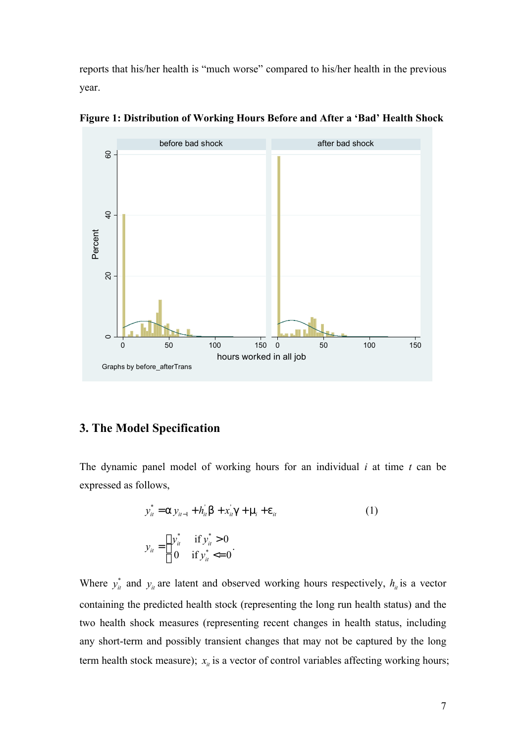reports that his/her health is "much worse" compared to his/her health in the previous year.

**Figure 1: Distribution of Working Hours Before and After a 'Bad' Health Shock**

## 3. The Model Specification

The dynamic panel model of working hours for an individual $i$ at time $t$ can be expressed as follows,

$$y_{it}^{*} = \alpha y_{it-1} + h_{it}^{'}\beta + x_{it}^{'}\gamma + \mu_i + \varepsilon_{it} \qquad (1)$$

$$y_{it} = \begin{cases} y_{it}^{*} & \text{if } y_{it}^{*} > 0 \\ 0 & \text{if } y_{it}^{*} <= 0 \end{cases}.$$

Where $y_{it}^{*}$ and $y_{it}$ are latent and observed working hours respectively, $h_{it}$ is a vector containing the predicted health stock (representing the long run health status) and the two health shock measures (representing recent changes in health status, including any short-term and possibly transient changes that may not be captured by the long term health stock measure); $x_{it}$ is a vector of control variables affecting working hours;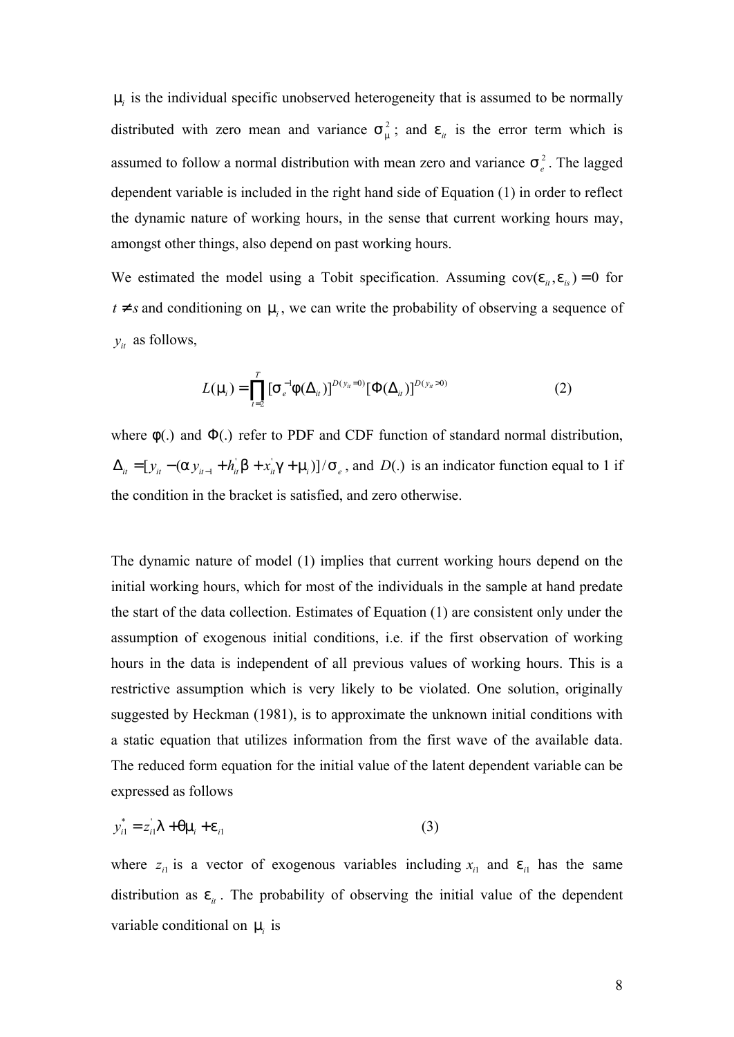$\mu_i$ is the individual specific unobserved heterogeneity that is assumed to be normally distributed with zero mean and variance $\sigma_\mu^2$; and $\varepsilon_{it}$ is the error term which is assumed to follow a normal distribution with mean zero and variance $\sigma_e^2$. The lagged dependent variable is included in the right hand side of Equation (1) in order to reflect the dynamic nature of working hours, in the sense that current working hours may, amongst other things, also depend on past working hours.

We estimated the model using a Tobit specification. Assuming $\text{cov}(\varepsilon_{it}, \varepsilon_{is}) = 0$ for $t \neq s$ and conditioning on $\mu_i$, we can write the probability of observing a sequence of $y_{it}$ as follows,

$$L(\mu_i) = \prod_{t=2}^{T} [\sigma_e^{-1}\phi(\Delta_{it})]^{D(y_{it}=0)}[\Phi(\Delta_{it})]^{D(y_{it}>0)} \qquad (2)$$

where $\phi(.)$ and $\Phi(.)$ refer to PDF and CDF function of standard normal distribution, $\Delta_{it} = [y_{it} - (\alpha y_{it-1} + h_{it}^{'}\beta + x_{it}^{'}\gamma + \mu_i)]/\sigma_e$, and $D(.)$ is an indicator function equal to 1 if the condition in the bracket is satisfied, and zero otherwise.

The dynamic nature of model (1) implies that current working hours depend on the initial working hours, which for most of the individuals in the sample at hand predate the start of the data collection. Estimates of Equation (1) are consistent only under the assumption of exogenous initial conditions, i.e. if the first observation of working hours in the data is independent of all previous values of working hours. This is a restrictive assumption which is very likely to be violated. One solution, originally suggested by Heckman (1981), is to approximate the unknown initial conditions with a static equation that utilizes information from the first wave of the available data. The reduced form equation for the initial value of the latent dependent variable can be expressed as follows

$$y_{i1}^{*} = z_{i1}^{'}\lambda + \theta\mu_i + \varepsilon_{i1} \qquad (3)$$

where $z_{i1}$ is a vector of exogenous variables including $x_{i1}$ and $\varepsilon_{i1}$ has the same distribution as $\varepsilon_{it}$. The probability of observing the initial value of the dependent variable conditional on $\mu_i$ is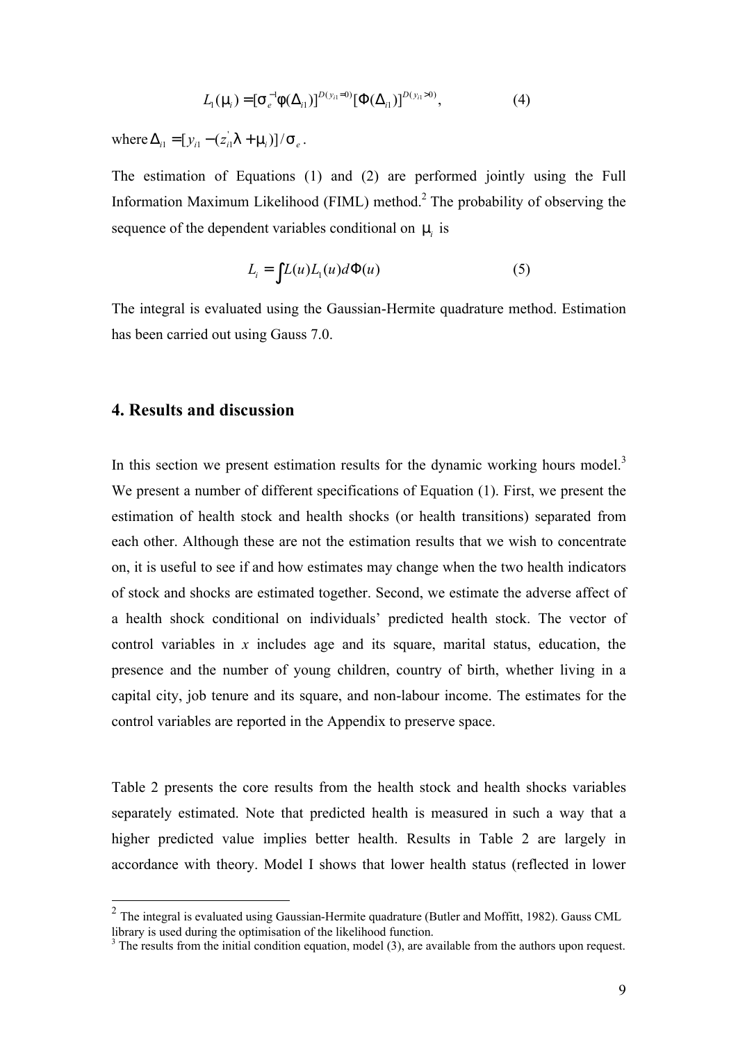$$L_1(\mu_i) = [\sigma_e^{-1}\phi(\Delta_{i1})]^{D(y_{i1}=0)}[\Phi(\Delta_{i1})]^{D(y_{i1}>0)}, \qquad (4)$$

where $\Delta_{i1} = [y_{i1} - (z_{i1}^{'}\lambda + \mu_i)]/\sigma_e$.

The estimation of Equations (1) and (2) are performed jointly using the Full Information Maximum Likelihood (FIML) method.[2] The probability of observing the sequence of the dependent variables conditional on $\mu_i$ is

$$L_i = \int L(u)L_1(u)d\Phi(u) \qquad (5)$$

The integral is evaluated using the Gaussian-Hermite quadrature method. Estimation has been carried out using Gauss 7.0.

## 4. Results and discussion

In this section we present estimation results for the dynamic working hours model.[3] We present a number of different specifications of Equation (1). First, we present the estimation of health stock and health shocks (or health transitions) separated from each other. Although these are not the estimation results that we wish to concentrate on, it is useful to see if and how estimates may change when the two health indicators of stock and shocks are estimated together. Second, we estimate the adverse affect of a health shock conditional on individuals' predicted health stock. The vector of control variables in *x* includes age and its square, marital status, education, the presence and the number of young children, country of birth, whether living in a capital city, job tenure and its square, and non-labour income. The estimates for the control variables are reported in the Appendix to preserve space.

Table 2 presents the core results from the health stock and health shocks variables separately estimated. Note that predicted health is measured in such a way that a higher predicted value implies better health. Results in Table 2 are largely in accordance with theory. Model I shows that lower health status (reflected in lower

[2] The integral is evaluated using Gaussian-Hermite quadrature (Butler and Moffitt, 1982). Gauss CML library is used during the optimisation of the likelihood function.

[3] The results from the initial condition equation, model (3), are available from the authors upon request.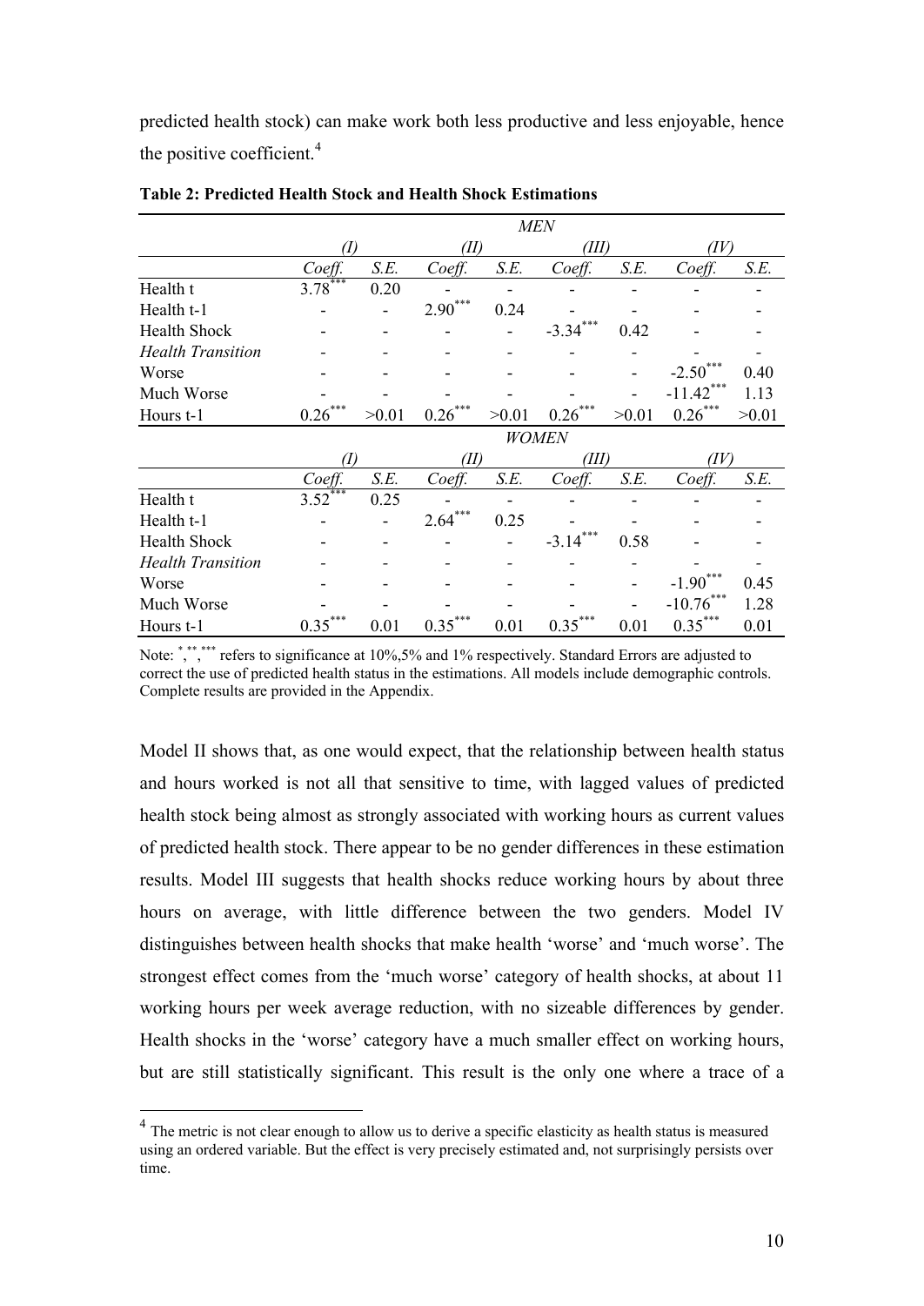predicted health stock) can make work both less productive and less enjoyable, hence the positive coefficient.[4]

**Table 2: Predicted Health Stock and Health Shock Estimations**

| | *MEN* | | | | | | | |
|---|---|---|---|---|---|---|---|---|
| | *(I)* | | *(II)* | | *(III)* | | *(IV)* | |
| | *Coeff.* | *S.E.* | *Coeff.* | *S.E.* | *Coeff.* | *S.E.* | *Coeff.* | *S.E.* |
| Health t | $3.78^{***}$ | 0.20 | - | - | - | - | - | - |
| Health t-1 | - | - | $2.90^{***}$ | 0.24 | - | - | - | - |
| Health Shock | - | - | - | - | $-3.34^{***}$ | 0.42 | - | - |
| *Health Transition* | - | - | - | - | - | - | - | - |
| Worse | - | - | - | - | - | - | $-2.50^{***}$ | 0.40 |
| Much Worse | - | - | - | - | - | - | $-11.42^{***}$ | 1.13 |
| Hours t-1 | $0.26^{***}$ | >0.01 | $0.26^{***}$ | >0.01 | $0.26^{***}$ | >0.01 | $0.26^{***}$ | >0.01 |
| | *WOMEN* | | | | | | | |
| | *(I)* | | *(II)* | | *(III)* | | *(IV)* | |
| | *Coeff.* | *S.E.* | *Coeff.* | *S.E.* | *Coeff.* | *S.E.* | *Coeff.* | *S.E.* |
| Health t | $3.52^{***}$ | 0.25 | - | - | - | - | - | - |
| Health t-1 | - | - | $2.64^{***}$ | 0.25 | - | - | - | - |
| Health Shock | - | - | - | - | $-3.14^{***}$ | 0.58 | - | - |
| *Health Transition* | - | - | - | - | - | - | - | - |
| Worse | - | - | - | - | - | - | $-1.90^{***}$ | 0.45 |
| Much Worse | - | - | - | - | - | - | $-10.76^{***}$ | 1.28 |
| Hours t-1 | $0.35^{***}$ | 0.01 | $0.35^{***}$ | 0.01 | $0.35^{***}$ | 0.01 | $0.35^{***}$ | 0.01 |

Note: $^{*}$,$^{**}$,$^{***}$ refers to significance at 10%,5% and 1% respectively. Standard Errors are adjusted to correct the use of predicted health status in the estimations. All models include demographic controls. Complete results are provided in the Appendix.

Model II shows that, as one would expect, that the relationship between health status and hours worked is not all that sensitive to time, with lagged values of predicted health stock being almost as strongly associated with working hours as current values of predicted health stock. There appear to be no gender differences in these estimation results. Model III suggests that health shocks reduce working hours by about three hours on average, with little difference between the two genders. Model IV distinguishes between health shocks that make health 'worse' and 'much worse'. The strongest effect comes from the 'much worse' category of health shocks, at about 11 working hours per week average reduction, with no sizeable differences by gender. Health shocks in the 'worse' category have a much smaller effect on working hours, but are still statistically significant. This result is the only one where a trace of a

[4] The metric is not clear enough to allow us to derive a specific elasticity as health status is measured using an ordered variable. But the effect is very precisely estimated and, not surprisingly persists over time.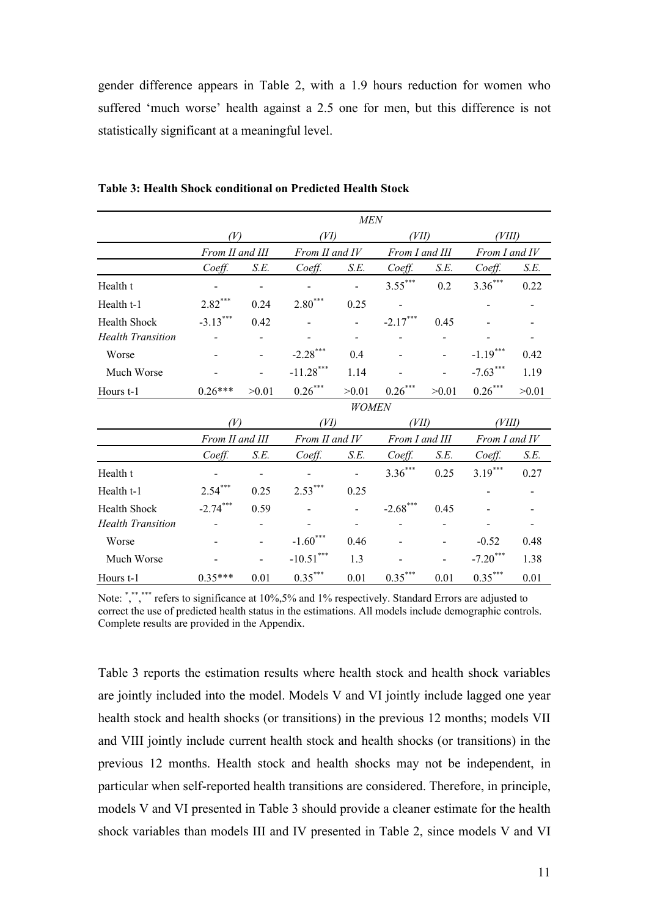gender difference appears in Table 2, with a 1.9 hours reduction for women who suffered 'much worse' health against a 2.5 one for men, but this difference is not statistically significant at a meaningful level.

**Table 3: Health Shock conditional on Predicted Health Stock**

| | *MEN* | | | | | | | |
|---|---|---|---|---|---|---|---|---|
| | *(V)* | | *(VI)* | | *(VII)* | | *(VIII)* | |
| | *From II and III* | | *From II and IV* | | *From I and III* | | *From I and IV* | |
| | *Coeff.* | *S.E.* | *Coeff.* | *S.E.* | *Coeff.* | *S.E.* | *Coeff.* | *S.E.* |
| Health t | - | - | - | - | $3.55^{***}$ | 0.2 | $3.36^{***}$ | 0.22 |
| Health t-1 | $2.82^{***}$ | 0.24 | $2.80^{***}$ | 0.25 | - | | - | - |
| Health Shock | $-3.13^{***}$ | 0.42 | - | - | $-2.17^{***}$ | 0.45 | - | - |
| *Health Transition* | - | - | - | - | - | - | - | - |
| Worse | - | - | $-2.28^{***}$ | 0.4 | - | - | $-1.19^{***}$ | 0.42 |
| Much Worse | - | - | $-11.28^{***}$ | 1.14 | - | - | $-7.63^{***}$ | 1.19 |
| Hours t-1 | 0.26*** | >0.01 | $0.26^{***}$ | >0.01 | $0.26^{***}$ | >0.01 | $0.26^{***}$ | >0.01 |
| | *WOMEN* | | | | | | | |
| | *(V)* | | *(VI)* | | *(VII)* | | *(VIII)* | |
| | *From II and III* | | *From II and IV* | | *From I and III* | | *From I and IV* | |
| | *Coeff.* | *S.E.* | *Coeff.* | *S.E.* | *Coeff.* | *S.E.* | *Coeff.* | *S.E.* |
| Health t | - | - | - | - | $3.36^{***}$ | 0.25 | $3.19^{***}$ | 0.27 |
| Health t-1 | $2.54^{***}$ | 0.25 | $2.53^{***}$ | 0.25 | | | - | - |
| Health Shock | $-2.74^{***}$ | 0.59 | - | - | $-2.68^{***}$ | 0.45 | - | - |
| *Health Transition* | - | - | - | - | - | - | - | - |
| Worse | - | - | $-1.60^{***}$ | 0.46 | - | - | -0.52 | 0.48 |
| Much Worse | - | - | $-10.51^{***}$ | 1.3 | - | - | $-7.20^{***}$ | 1.38 |
| Hours t-1 | 0.35*** | 0.01 | $0.35^{***}$ | 0.01 | $0.35^{***}$ | 0.01 | $0.35^{***}$ | 0.01 |

Note: *,**,*** refers to significance at 10%,5% and 1% respectively. Standard Errors are adjusted to correct the use of predicted health status in the estimations. All models include demographic controls. Complete results are provided in the Appendix.

Table 3 reports the estimation results where health stock and health shock variables are jointly included into the model. Models V and VI jointly include lagged one year health stock and health shocks (or transitions) in the previous 12 months; models VII and VIII jointly include current health stock and health shocks (or transitions) in the previous 12 months. Health stock and health shocks may not be independent, in particular when self-reported health transitions are considered. Therefore, in principle, models V and VI presented in Table 3 should provide a cleaner estimate for the health shock variables than models III and IV presented in Table 2, since models V and VI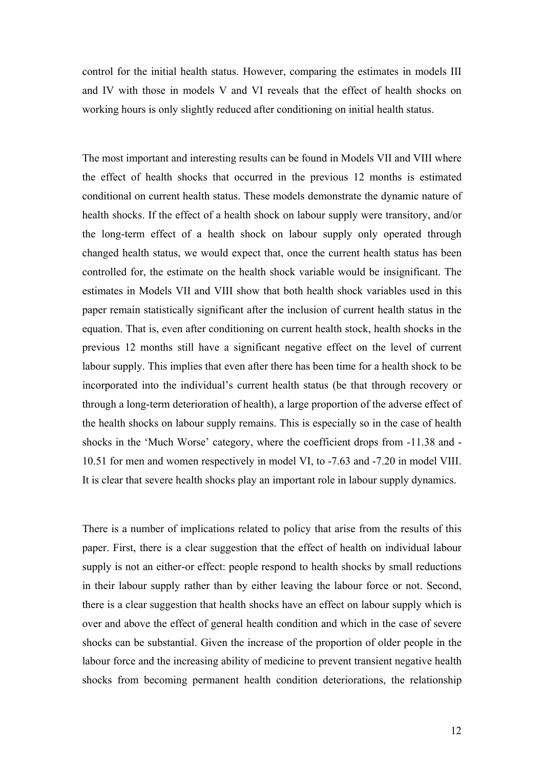control for the initial health status. However, comparing the estimates in models III and IV with those in models V and VI reveals that the effect of health shocks on working hours is only slightly reduced after conditioning on initial health status.

The most important and interesting results can be found in Models VII and VIII where the effect of health shocks that occurred in the previous 12 months is estimated conditional on current health status. These models demonstrate the dynamic nature of health shocks. If the effect of a health shock on labour supply were transitory, and/or the long-term effect of a health shock on labour supply only operated through changed health status, we would expect that, once the current health status has been controlled for, the estimate on the health shock variable would be insignificant. The estimates in Models VII and VIII show that both health shock variables used in this paper remain statistically significant after the inclusion of current health status in the equation. That is, even after conditioning on current health stock, health shocks in the previous 12 months still have a significant negative effect on the level of current labour supply. This implies that even after there has been time for a health shock to be incorporated into the individual's current health status (be that through recovery or through a long-term deterioration of health), a large proportion of the adverse effect of the health shocks on labour supply remains. This is especially so in the case of health shocks in the 'Much Worse' category, where the coefficient drops from -11.38 and -10.51 for men and women respectively in model VI, to -7.63 and -7.20 in model VIII. It is clear that severe health shocks play an important role in labour supply dynamics.

There is a number of implications related to policy that arise from the results of this paper. First, there is a clear suggestion that the effect of health on individual labour supply is not an either-or effect: people respond to health shocks by small reductions in their labour supply rather than by either leaving the labour force or not. Second, there is a clear suggestion that health shocks have an effect on labour supply which is over and above the effect of general health condition and which in the case of severe shocks can be substantial. Given the increase of the proportion of older people in the labour force and the increasing ability of medicine to prevent transient negative health shocks from becoming permanent health condition deteriorations, the relationship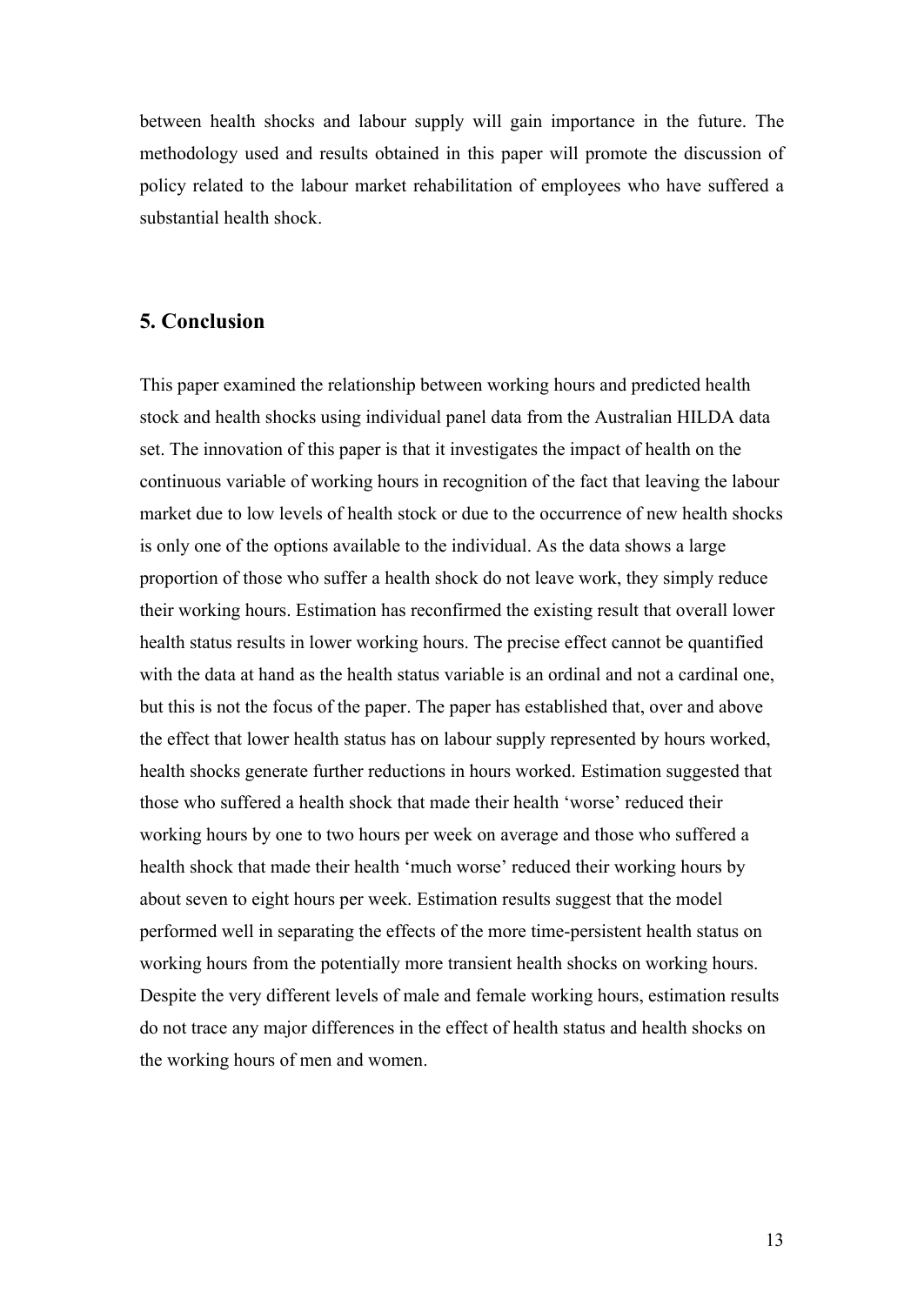between health shocks and labour supply will gain importance in the future. The methodology used and results obtained in this paper will promote the discussion of policy related to the labour market rehabilitation of employees who have suffered a substantial health shock.

## 5. Conclusion

This paper examined the relationship between working hours and predicted health stock and health shocks using individual panel data from the Australian HILDA data set. The innovation of this paper is that it investigates the impact of health on the continuous variable of working hours in recognition of the fact that leaving the labour market due to low levels of health stock or due to the occurrence of new health shocks is only one of the options available to the individual. As the data shows a large proportion of those who suffer a health shock do not leave work, they simply reduce their working hours. Estimation has reconfirmed the existing result that overall lower health status results in lower working hours. The precise effect cannot be quantified with the data at hand as the health status variable is an ordinal and not a cardinal one, but this is not the focus of the paper. The paper has established that, over and above the effect that lower health status has on labour supply represented by hours worked, health shocks generate further reductions in hours worked. Estimation suggested that those who suffered a health shock that made their health 'worse' reduced their working hours by one to two hours per week on average and those who suffered a health shock that made their health 'much worse' reduced their working hours by about seven to eight hours per week. Estimation results suggest that the model performed well in separating the effects of the more time-persistent health status on working hours from the potentially more transient health shocks on working hours. Despite the very different levels of male and female working hours, estimation results do not trace any major differences in the effect of health status and health shocks on the working hours of men and women.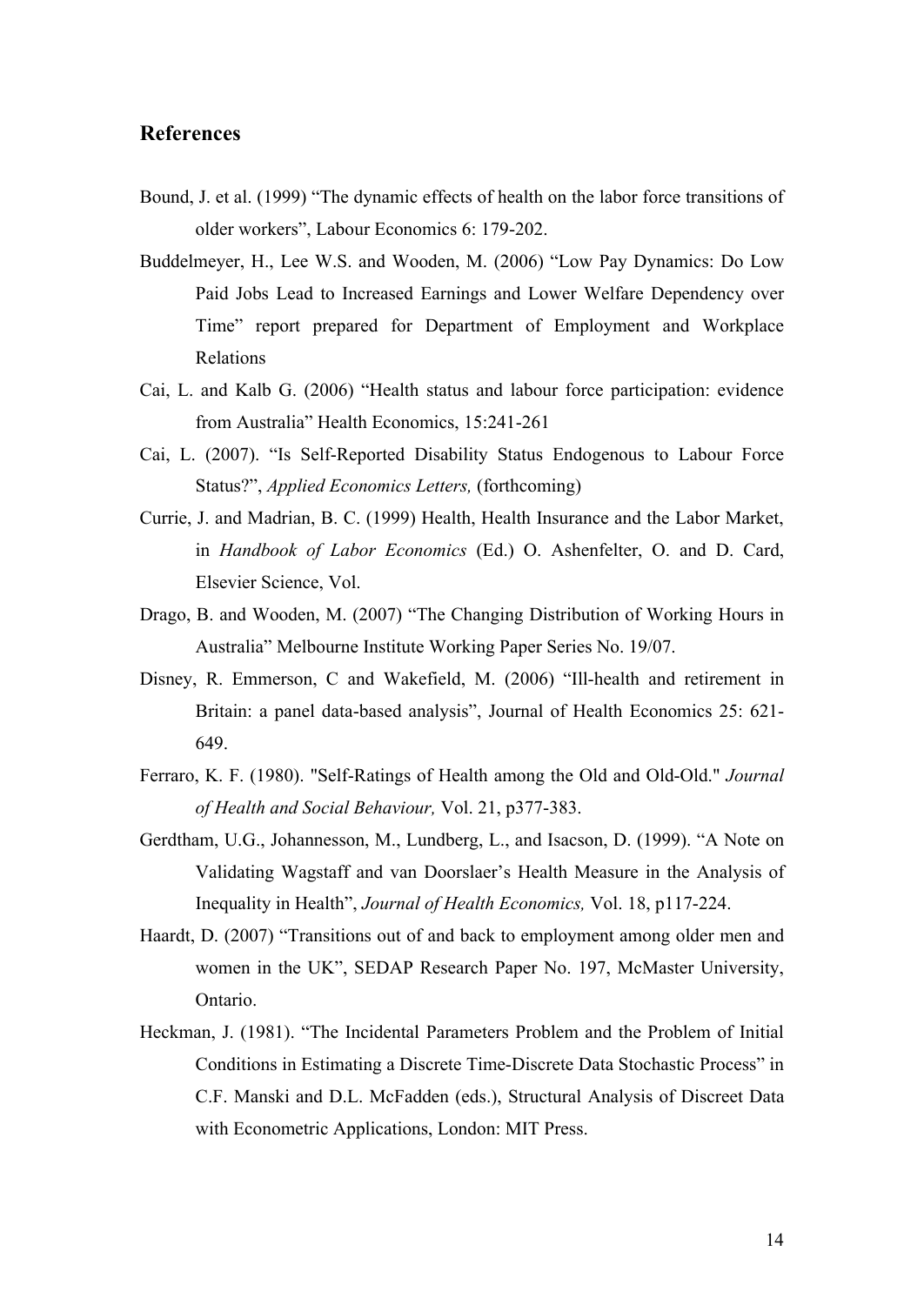## References

Bound, J. et al. (1999) "The dynamic effects of health on the labor force transitions of older workers", Labour Economics 6: 179-202.

Buddelmeyer, H., Lee W.S. and Wooden, M. (2006) "Low Pay Dynamics: Do Low Paid Jobs Lead to Increased Earnings and Lower Welfare Dependency over Time" report prepared for Department of Employment and Workplace Relations

Cai, L. and Kalb G. (2006) "Health status and labour force participation: evidence from Australia" Health Economics, 15:241-261

Cai, L. (2007). "Is Self-Reported Disability Status Endogenous to Labour Force Status?", *Applied Economics Letters,* (forthcoming)

Currie, J. and Madrian, B. C. (1999) Health, Health Insurance and the Labor Market, in *Handbook of Labor Economics* (Ed.) O. Ashenfelter, O. and D. Card, Elsevier Science, Vol.

Drago, B. and Wooden, M. (2007) "The Changing Distribution of Working Hours in Australia" Melbourne Institute Working Paper Series No. 19/07.

Disney, R. Emmerson, C and Wakefield, M. (2006) "Ill-health and retirement in Britain: a panel data-based analysis", Journal of Health Economics 25: 621-649.

Ferraro, K. F. (1980). "Self-Ratings of Health among the Old and Old-Old." *Journal of Health and Social Behaviour,* Vol. 21, p377-383.

Gerdtham, U.G., Johannesson, M., Lundberg, L., and Isacson, D. (1999). "A Note on Validating Wagstaff and van Doorslaer's Health Measure in the Analysis of Inequality in Health", *Journal of Health Economics,* Vol. 18, p117-224.

Haardt, D. (2007) "Transitions out of and back to employment among older men and women in the UK", SEDAP Research Paper No. 197, McMaster University, Ontario.

Heckman, J. (1981). "The Incidental Parameters Problem and the Problem of Initial Conditions in Estimating a Discrete Time-Discrete Data Stochastic Process" in C.F. Manski and D.L. McFadden (eds.), Structural Analysis of Discreet Data with Econometric Applications, London: MIT Press.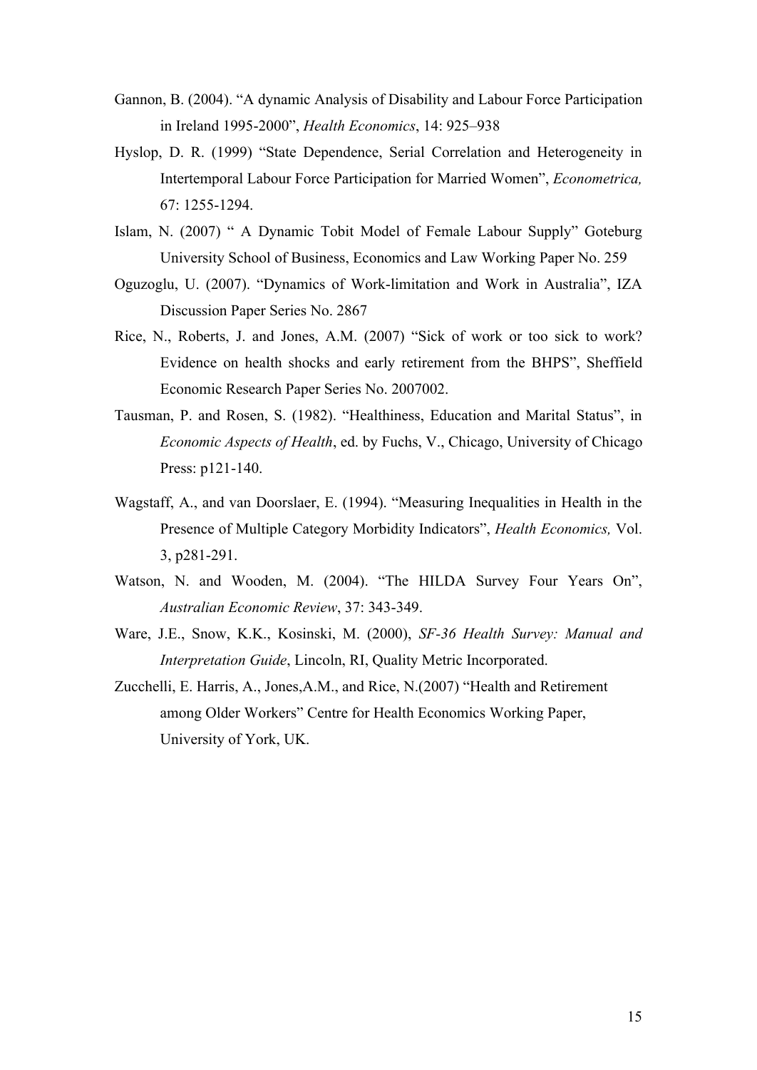Gannon, B. (2004). “A dynamic Analysis of Disability and Labour Force Participation in Ireland 1995-2000”, *Health Economics*, 14: 925–938

Hyslop, D. R. (1999) “State Dependence, Serial Correlation and Heterogeneity in Intertemporal Labour Force Participation for Married Women”, *Econometrica,* 67: 1255-1294.

Islam, N. (2007) “ A Dynamic Tobit Model of Female Labour Supply” Goteburg University School of Business, Economics and Law Working Paper No. 259

Oguzoglu, U. (2007). “Dynamics of Work-limitation and Work in Australia”, IZA Discussion Paper Series No. 2867

Rice, N., Roberts, J. and Jones, A.M. (2007) “Sick of work or too sick to work? Evidence on health shocks and early retirement from the BHPS”, Sheffield Economic Research Paper Series No. 2007002.

Tausman, P. and Rosen, S. (1982). “Healthiness, Education and Marital Status”, in *Economic Aspects of Health*, ed. by Fuchs, V., Chicago, University of Chicago Press: p121-140.

Wagstaff, A., and van Doorslaer, E. (1994). “Measuring Inequalities in Health in the Presence of Multiple Category Morbidity Indicators”, *Health Economics,* Vol. 3, p281-291.

Watson, N. and Wooden, M. (2004). “The HILDA Survey Four Years On”, *Australian Economic Review*, 37: 343-349.

Ware, J.E., Snow, K.K., Kosinski, M. (2000), *SF-36 Health Survey: Manual and Interpretation Guide*, Lincoln, RI, Quality Metric Incorporated.

Zucchelli, E. Harris, A., Jones,A.M., and Rice, N.(2007) “Health and Retirement among Older Workers” Centre for Health Economics Working Paper, University of York, UK.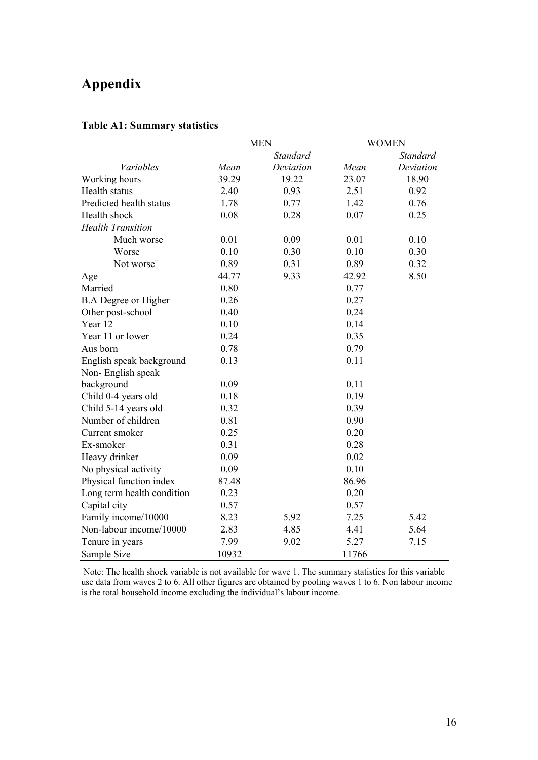# Appendix

### Table A1: Summary statistics

| | MEN | | WOMEN | |
|---|---|---|---|---|
| *Variables* | *Mean* | *Standard Deviation* | *Mean* | *Standard Deviation* |
| Working hours | 39.29 | 19.22 | 23.07 | 18.90 |
| Health status | 2.40 | 0.93 | 2.51 | 0.92 |
| Predicted health status | 1.78 | 0.77 | 1.42 | 0.76 |
| Health shock | 0.08 | 0.28 | 0.07 | 0.25 |
| *Health Transition* | | | | |
| Much worse | 0.01 | 0.09 | 0.01 | 0.10 |
| Worse | 0.10 | 0.30 | 0.10 | 0.30 |
| Not worse$^{+}$ | 0.89 | 0.31 | 0.89 | 0.32 |
| Age | 44.77 | 9.33 | 42.92 | 8.50 |
| Married | 0.80 | | 0.77 | |
| B.A Degree or Higher | 0.26 | | 0.27 | |
| Other post-school | 0.40 | | 0.24 | |
| Year 12 | 0.10 | | 0.14 | |
| Year 11 or lower | 0.24 | | 0.35 | |
| Aus born | 0.78 | | 0.79 | |
| English speak background | 0.13 | | 0.11 | |
| Non- English speak background | 0.09 | | 0.11 | |
| Child 0-4 years old | 0.18 | | 0.19 | |
| Child 5-14 years old | 0.32 | | 0.39 | |
| Number of children | 0.81 | | 0.90 | |
| Current smoker | 0.25 | | 0.20 | |
| Ex-smoker | 0.31 | | 0.28 | |
| Heavy drinker | 0.09 | | 0.02 | |
| No physical activity | 0.09 | | 0.10 | |
| Physical function index | 87.48 | | 86.96 | |
| Long term health condition | 0.23 | | 0.20 | |
| Capital city | 0.57 | | 0.57 | |
| Family income/10000 | 8.23 | 5.92 | 7.25 | 5.42 |
| Non-labour income/10000 | 2.83 | 4.85 | 4.41 | 5.64 |
| Tenure in years | 7.99 | 9.02 | 5.27 | 7.15 |
| Sample Size | 10932 | | 11766 | |

Note: The health shock variable is not available for wave 1. The summary statistics for this variable use data from waves 2 to 6. All other figures are obtained by pooling waves 1 to 6. Non labour income is the total household income excluding the individual's labour income.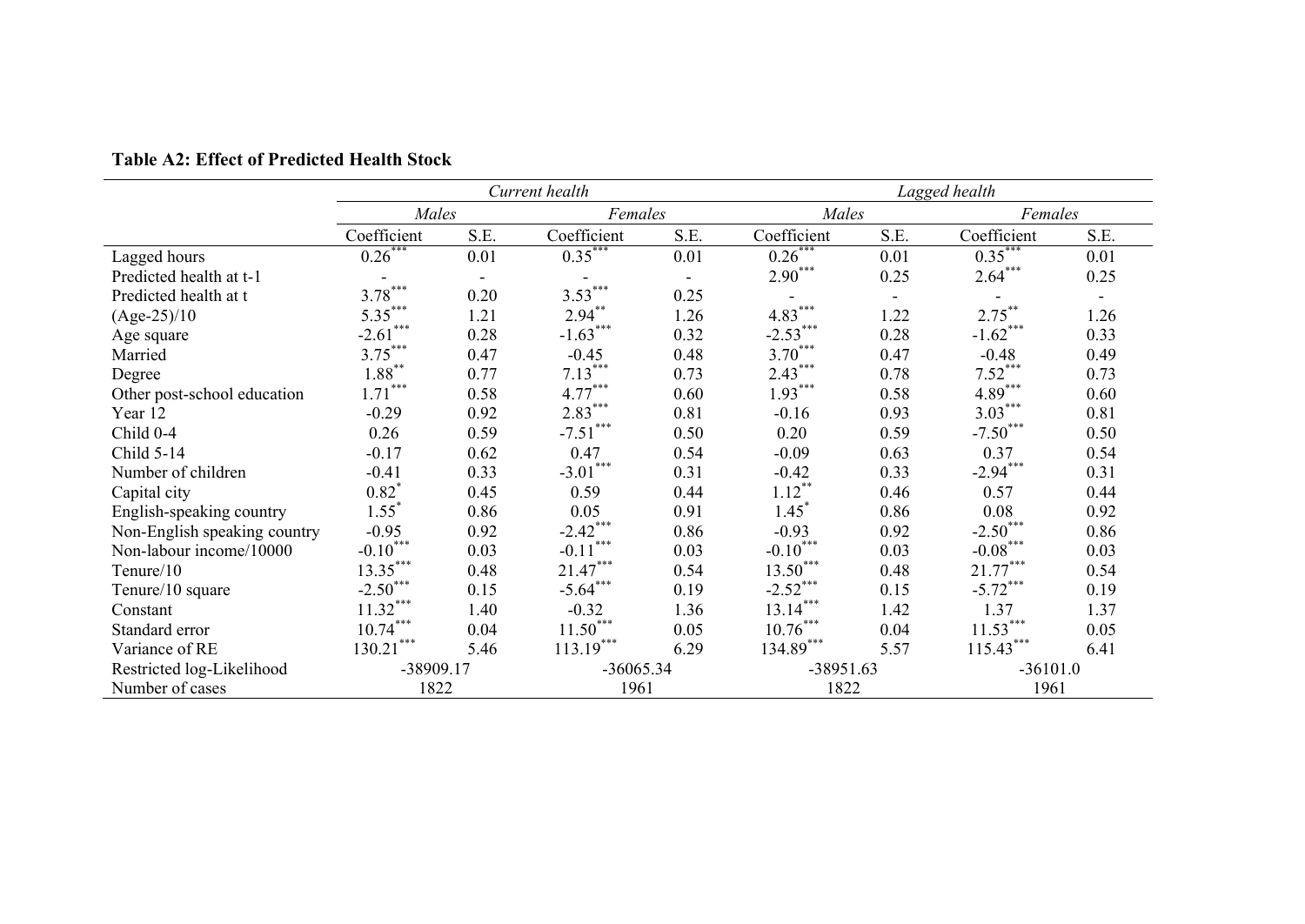**Table A2: Effect of Predicted Health Stock**

| | Current health | | | | Lagged health | | | |
|---|---|---|---|---|---|---|---|---|
| | *Males* | | *Females* | | *Males* | | *Females* | |
| | Coefficient | S.E. | Coefficient | S.E. | Coefficient | S.E. | Coefficient | S.E. |
| Lagged hours | 0.26*** | 0.01 | 0.35*** | 0.01 | 0.26*** | 0.01 | 0.35*** | 0.01 |
| Predicted health at t-1 | - | - | - | - | 2.90*** | 0.25 | 2.64*** | 0.25 |
| Predicted health at t | 3.78*** | 0.20 | 3.53*** | 0.25 | - | - | - | - |
| (Age-25)/10 | 5.35*** | 1.21 | 2.94** | 1.26 | 4.83*** | 1.22 | 2.75** | 1.26 |
| Age square | -2.61*** | 0.28 | -1.63*** | 0.32 | -2.53*** | 0.28 | -1.62*** | 0.33 |
| Married | 3.75*** | 0.47 | -0.45 | 0.48 | 3.70*** | 0.47 | -0.48 | 0.49 |
| Degree | 1.88** | 0.77 | 7.13*** | 0.73 | 2.43*** | 0.78 | 7.52*** | 0.73 |
| Other post-school education | 1.71*** | 0.58 | 4.77*** | 0.60 | 1.93*** | 0.58 | 4.89*** | 0.60 |
| Year 12 | -0.29 | 0.92 | 2.83*** | 0.81 | -0.16 | 0.93 | 3.03*** | 0.81 |
| Child 0-4 | 0.26 | 0.59 | -7.51*** | 0.50 | 0.20 | 0.59 | -7.50*** | 0.50 |
| Child 5-14 | -0.17 | 0.62 | 0.47 | 0.54 | -0.09 | 0.63 | 0.37 | 0.54 |
| Number of children | -0.41 | 0.33 | -3.01*** | 0.31 | -0.42 | 0.33 | -2.94*** | 0.31 |
| Capital city | 0.82* | 0.45 | 0.59 | 0.44 | 1.12** | 0.46 | 0.57 | 0.44 |
| English-speaking country | 1.55* | 0.86 | 0.05 | 0.91 | 1.45* | 0.86 | 0.08 | 0.92 |
| Non-English speaking country | -0.95 | 0.92 | -2.42*** | 0.86 | -0.93 | 0.92 | -2.50*** | 0.86 |
| Non-labour income/10000 | -0.10*** | 0.03 | -0.11*** | 0.03 | -0.10*** | 0.03 | -0.08*** | 0.03 |
| Tenure/10 | 13.35*** | 0.48 | 21.47*** | 0.54 | 13.50*** | 0.48 | 21.77*** | 0.54 |
| Tenure/10 square | -2.50*** | 0.15 | -5.64*** | 0.19 | -2.52*** | 0.15 | -5.72*** | 0.19 |
| Constant | 11.32*** | 1.40 | -0.32 | 1.36 | 13.14*** | 1.42 | 1.37 | 1.37 |
| Standard error | 10.74*** | 0.04 | 11.50*** | 0.05 | 10.76*** | 0.04 | 11.53*** | 0.05 |
| Variance of RE | 130.21*** | 5.46 | 113.19*** | 6.29 | 134.89*** | 5.57 | 115.43*** | 6.41 |
| Restricted log-Likelihood | -38909.17 | | -36065.34 | | -38951.63 | | -36101.0 | |
| Number of cases | 1822 | | 1961 | | 1822 | | 1961 | |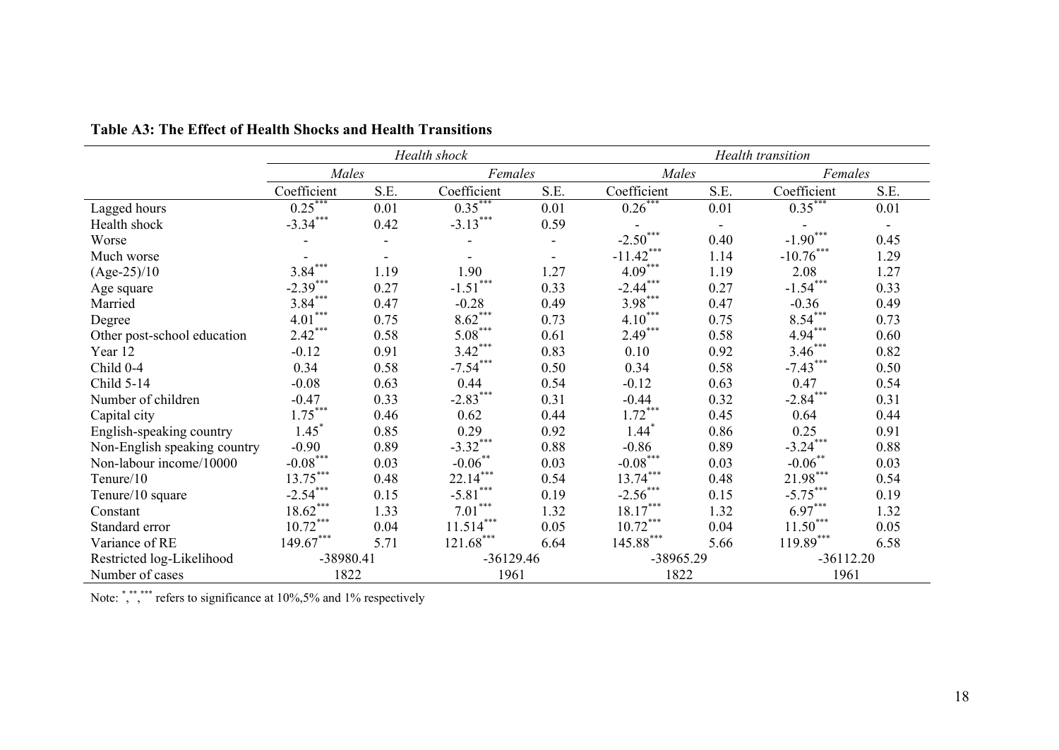**Table A3: The Effect of Health Shocks and Health Transitions**

| | *Health shock* | | | | *Health transition* | | | |
|---|---|---|---|---|---|---|---|---|
| | *Males* | | *Females* | | *Males* | | *Females* | |
| | Coefficient | S.E. | Coefficient | S.E. | Coefficient | S.E. | Coefficient | S.E. |
| Lagged hours | 0.25*** | 0.01 | 0.35*** | 0.01 | 0.26*** | 0.01 | 0.35*** | 0.01 |
| Health shock | -3.34*** | 0.42 | -3.13*** | 0.59 | - | - | - | - |
| Worse | - | - | - | - | -2.50*** | 0.40 | -1.90*** | 0.45 |
| Much worse | - | - | - | - | -11.42*** | 1.14 | -10.76*** | 1.29 |
| (Age-25)/10 | 3.84*** | 1.19 | 1.90 | 1.27 | 4.09*** | 1.19 | 2.08 | 1.27 |
| Age square | -2.39*** | 0.27 | -1.51*** | 0.33 | -2.44*** | 0.27 | -1.54*** | 0.33 |
| Married | 3.84*** | 0.47 | -0.28 | 0.49 | 3.98*** | 0.47 | -0.36 | 0.49 |
| Degree | 4.01*** | 0.75 | 8.62*** | 0.73 | 4.10*** | 0.75 | 8.54*** | 0.73 |
| Other post-school education | 2.42*** | 0.58 | 5.08*** | 0.61 | 2.49*** | 0.58 | 4.94*** | 0.60 |
| Year 12 | -0.12 | 0.91 | 3.42*** | 0.83 | 0.10 | 0.92 | 3.46*** | 0.82 |
| Child 0-4 | 0.34 | 0.58 | -7.54*** | 0.50 | 0.34 | 0.58 | -7.43*** | 0.50 |
| Child 5-14 | -0.08 | 0.63 | 0.44 | 0.54 | -0.12 | 0.63 | 0.47 | 0.54 |
| Number of children | -0.47 | 0.33 | -2.83*** | 0.31 | -0.44 | 0.32 | -2.84*** | 0.31 |
| Capital city | 1.75*** | 0.46 | 0.62 | 0.44 | 1.72*** | 0.45 | 0.64 | 0.44 |
| English-speaking country | 1.45* | 0.85 | 0.29 | 0.92 | 1.44* | 0.86 | 0.25 | 0.91 |
| Non-English speaking country | -0.90 | 0.89 | -3.32*** | 0.88 | -0.86 | 0.89 | -3.24*** | 0.88 |
| Non-labour income/10000 | -0.08*** | 0.03 | -0.06** | 0.03 | -0.08*** | 0.03 | -0.06** | 0.03 |
| Tenure/10 | 13.75*** | 0.48 | 22.14*** | 0.54 | 13.74*** | 0.48 | 21.98*** | 0.54 |
| Tenure/10 square | -2.54*** | 0.15 | -5.81*** | 0.19 | -2.56*** | 0.15 | -5.75*** | 0.19 |
| Constant | 18.62*** | 1.33 | 7.01*** | 1.32 | 18.17*** | 1.32 | 6.97*** | 1.32 |
| Standard error | 10.72*** | 0.04 | 11.514*** | 0.05 | 10.72*** | 0.04 | 11.50*** | 0.05 |
| Variance of RE | 149.67*** | 5.71 | 121.68*** | 6.64 | 145.88*** | 5.66 | 119.89*** | 6.58 |
| Restricted log-Likelihood | -38980.41 | | -36129.46 | | -38965.29 | | -36112.20 | |
| Number of cases | 1822 | | 1961 | | 1822 | | 1961 | |

Note: *,**,*** refers to significance at 10%,5% and 1% respectively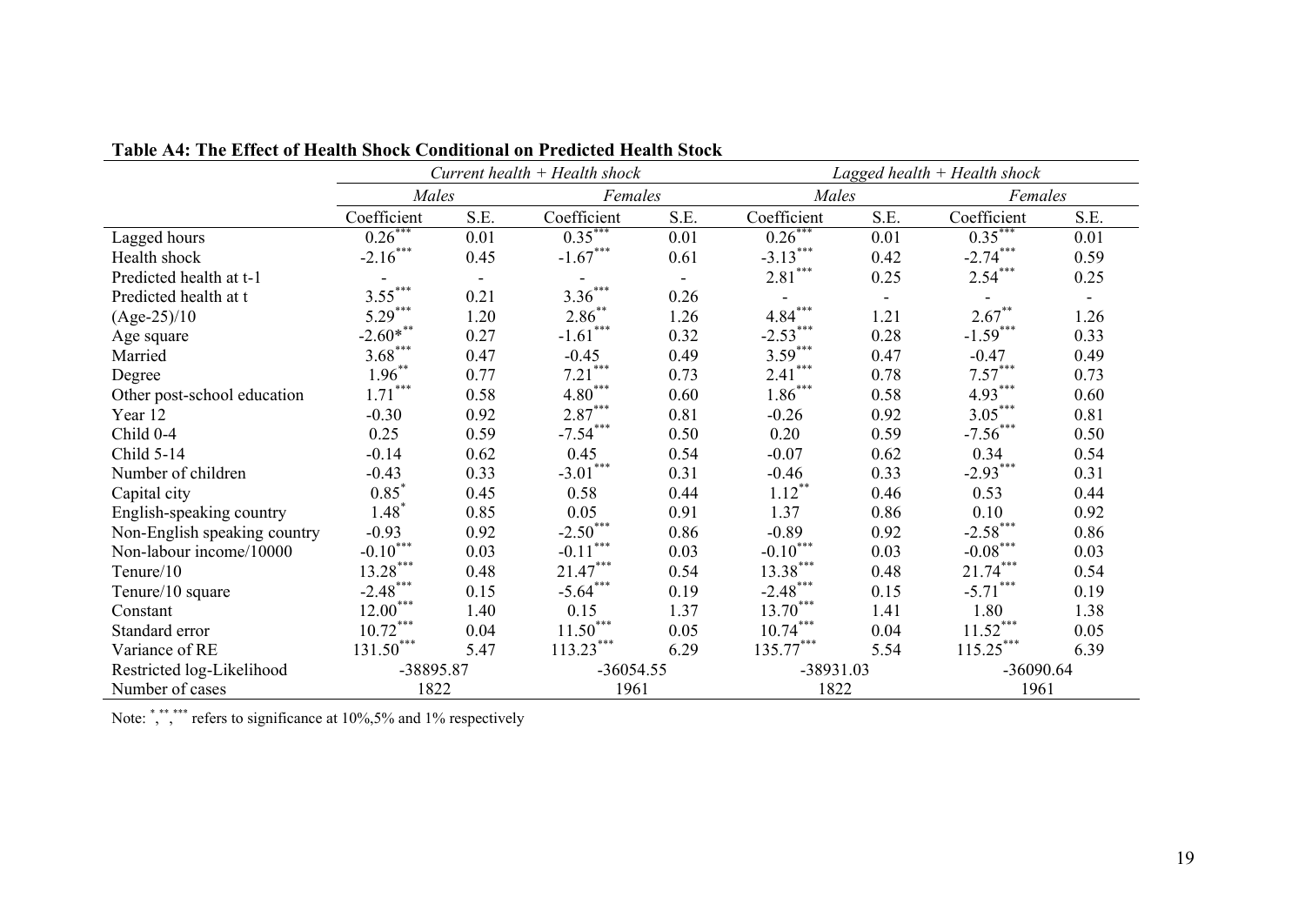**Table A4: The Effect of Health Shock Conditional on Predicted Health Stock**

| | *Current health + Health shock* | | | | *Lagged health + Health shock* | | | |
|---|---|---|---|---|---|---|---|---|
| | *Males* | | *Females* | | *Males* | | *Females* | |
| | Coefficient | S.E. | Coefficient | S.E. | Coefficient | S.E. | Coefficient | S.E. |
| Lagged hours | 0.26*** | 0.01 | 0.35*** | 0.01 | 0.26*** | 0.01 | 0.35*** | 0.01 |
| Health shock | -2.16*** | 0.45 | -1.67*** | 0.61 | -3.13*** | 0.42 | -2.74*** | 0.59 |
| Predicted health at t-1 | - | - | - | - | 2.81*** | 0.25 | 2.54*** | 0.25 |
| Predicted health at t | 3.55*** | 0.21 | 3.36*** | 0.26 | - | - | - | - |
| (Age-25)/10 | 5.29*** | 1.20 | 2.86** | 1.26 | 4.84*** | 1.21 | 2.67** | 1.26 |
| Age square | -2.60*** | 0.27 | -1.61*** | 0.32 | -2.53*** | 0.28 | -1.59*** | 0.33 |
| Married | 3.68*** | 0.47 | -0.45 | 0.49 | 3.59*** | 0.47 | -0.47 | 0.49 |
| Degree | 1.96** | 0.77 | 7.21*** | 0.73 | 2.41*** | 0.78 | 7.57*** | 0.73 |
| Other post-school education | 1.71*** | 0.58 | 4.80*** | 0.60 | 1.86*** | 0.58 | 4.93*** | 0.60 |
| Year 12 | -0.30 | 0.92 | 2.87*** | 0.81 | -0.26 | 0.92 | 3.05*** | 0.81 |
| Child 0-4 | 0.25 | 0.59 | -7.54*** | 0.50 | 0.20 | 0.59 | -7.56*** | 0.50 |
| Child 5-14 | -0.14 | 0.62 | 0.45 | 0.54 | -0.07 | 0.62 | 0.34 | 0.54 |
| Number of children | -0.43 | 0.33 | -3.01*** | 0.31 | -0.46 | 0.33 | -2.93*** | 0.31 |
| Capital city | 0.85* | 0.45 | 0.58 | 0.44 | 1.12** | 0.46 | 0.53 | 0.44 |
| English-speaking country | 1.48* | 0.85 | 0.05 | 0.91 | 1.37 | 0.86 | 0.10 | 0.92 |
| Non-English speaking country | -0.93 | 0.92 | -2.50*** | 0.86 | -0.89 | 0.92 | -2.58*** | 0.86 |
| Non-labour income/10000 | -0.10*** | 0.03 | -0.11*** | 0.03 | -0.10*** | 0.03 | -0.08*** | 0.03 |
| Tenure/10 | 13.28*** | 0.48 | 21.47*** | 0.54 | 13.38*** | 0.48 | 21.74*** | 0.54 |
| Tenure/10 square | -2.48*** | 0.15 | -5.64*** | 0.19 | -2.48*** | 0.15 | -5.71*** | 0.19 |
| Constant | 12.00*** | 1.40 | 0.15 | 1.37 | 13.70*** | 1.41 | 1.80 | 1.38 |
| Standard error | 10.72*** | 0.04 | 11.50*** | 0.05 | 10.74*** | 0.04 | 11.52*** | 0.05 |
| Variance of RE | 131.50*** | 5.47 | 113.23*** | 6.29 | 135.77*** | 5.54 | 115.25*** | 6.39 |
| Restricted log-Likelihood | -38895.87 | | -36054.55 | | -38931.03 | | -36090.64 | |
| Number of cases | 1822 | | 1961 | | 1822 | | 1961 | |

Note: *,**,*** refers to significance at 10%,5% and 1% respectively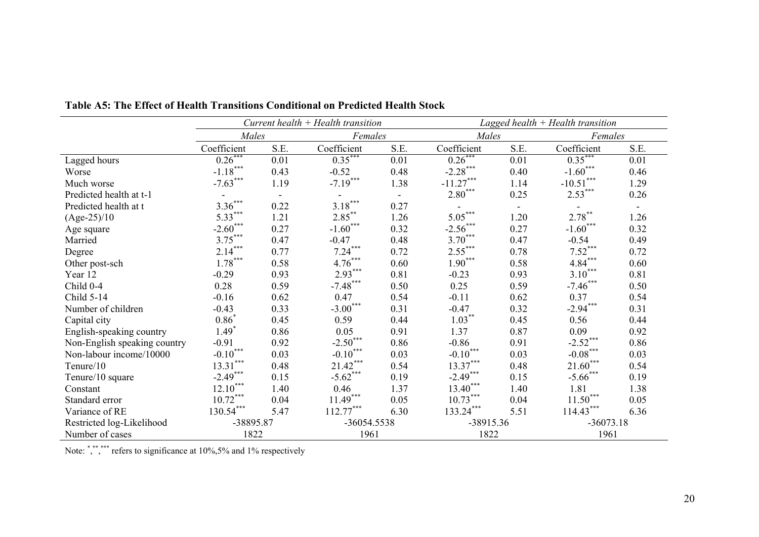**Table A5: The Effect of Health Transitions Conditional on Predicted Health Stock**

| | *Current health + Health transition* | | | | *Lagged health + Health transition* | | | |
|---|---|---|---|---|---|---|---|---|
| | *Males* | | *Females* | | *Males* | | *Females* | |
| | Coefficient | S.E. | Coefficient | S.E. | Coefficient | S.E. | Coefficient | S.E. |
| Lagged hours | 0.26*** | 0.01 | 0.35*** | 0.01 | 0.26*** | 0.01 | 0.35*** | 0.01 |
| Worse | -1.18*** | 0.43 | -0.52 | 0.48 | -2.28*** | 0.40 | -1.60*** | 0.46 |
| Much worse | -7.63*** | 1.19 | -7.19*** | 1.38 | -11.27*** | 1.14 | -10.51*** | 1.29 |
| Predicted health at t-1 | - | - | - | - | 2.80*** | 0.25 | 2.53*** | 0.26 |
| Predicted health at t | 3.36*** | 0.22 | 3.18*** | 0.27 | - | - | - | - |
| (Age-25)/10 | 5.33*** | 1.21 | 2.85** | 1.26 | 5.05*** | 1.20 | 2.78** | 1.26 |
| Age square | -2.60*** | 0.27 | -1.60*** | 0.32 | -2.56*** | 0.27 | -1.60*** | 0.32 |
| Married | 3.75*** | 0.47 | -0.47 | 0.48 | 3.70*** | 0.47 | -0.54 | 0.49 |
| Degree | 2.14*** | 0.77 | 7.24*** | 0.72 | 2.55*** | 0.78 | 7.52*** | 0.72 |
| Other post-sch | 1.78*** | 0.58 | 4.76*** | 0.60 | 1.90*** | 0.58 | 4.84*** | 0.60 |
| Year 12 | -0.29 | 0.93 | 2.93*** | 0.81 | -0.23 | 0.93 | 3.10*** | 0.81 |
| Child 0-4 | 0.28 | 0.59 | -7.48*** | 0.50 | 0.25 | 0.59 | -7.46*** | 0.50 |
| Child 5-14 | -0.16 | 0.62 | 0.47 | 0.54 | -0.11 | 0.62 | 0.37 | 0.54 |
| Number of children | -0.43 | 0.33 | -3.00*** | 0.31 | -0.47 | 0.32 | -2.94*** | 0.31 |
| Capital city | 0.86* | 0.45 | 0.59 | 0.44 | 1.03** | 0.45 | 0.56 | 0.44 |
| English-speaking country | 1.49* | 0.86 | 0.05 | 0.91 | 1.37 | 0.87 | 0.09 | 0.92 |
| Non-English speaking country | -0.91 | 0.92 | -2.50*** | 0.86 | -0.86 | 0.91 | -2.52*** | 0.86 |
| Non-labour income/10000 | -0.10*** | 0.03 | -0.10*** | 0.03 | -0.10*** | 0.03 | -0.08*** | 0.03 |
| Tenure/10 | 13.31*** | 0.48 | 21.42*** | 0.54 | 13.37*** | 0.48 | 21.60*** | 0.54 |
| Tenure/10 square | -2.49*** | 0.15 | -5.62*** | 0.19 | -2.49*** | 0.15 | -5.66*** | 0.19 |
| Constant | 12.10*** | 1.40 | 0.46 | 1.37 | 13.40*** | 1.40 | 1.81 | 1.38 |
| Standard error | 10.72*** | 0.04 | 11.49*** | 0.05 | 10.73*** | 0.04 | 11.50*** | 0.05 |
| Variance of RE | 130.54*** | 5.47 | 112.77*** | 6.30 | 133.24*** | 5.51 | 114.43*** | 6.36 |
| Restricted log-Likelihood | -38895.87 | | -36054.5538 | | -38915.36 | | -36073.18 | |
| Number of cases | 1822 | | 1961 | | 1822 | | 1961 | |

Note: *,**,*** refers to significance at 10%,5% and 1% respectively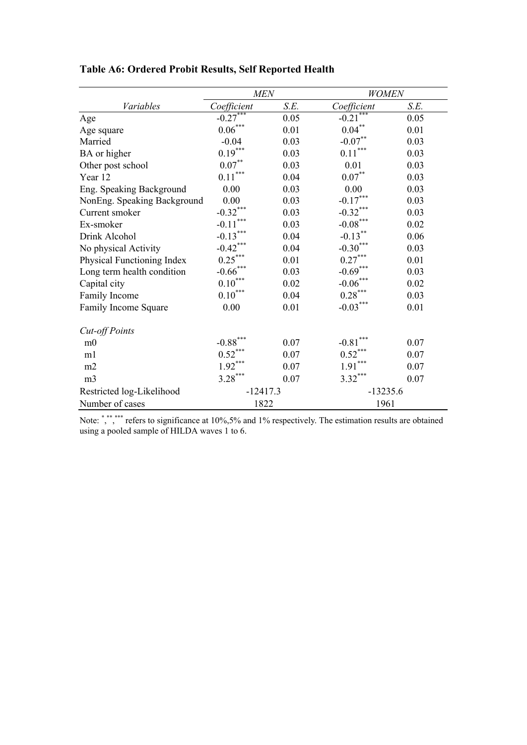**Table A6: Ordered Probit Results, Self Reported Health**

| | *MEN* | | *WOMEN* | |
|---|---|---|---|---|
| *Variables* | *Coefficient* | *S.E.* | *Coefficient* | *S.E.* |
| Age | -0.27*** | 0.05 | -0.21*** | 0.05 |
| Age square | 0.06*** | 0.01 | 0.04** | 0.01 |
| Married | -0.04 | 0.03 | -0.07** | 0.03 |
| BA or higher | 0.19*** | 0.03 | 0.11*** | 0.03 |
| Other post school | 0.07** | 0.03 | 0.01 | 0.03 |
| Year 12 | 0.11*** | 0.04 | 0.07** | 0.03 |
| Eng. Speaking Background | 0.00 | 0.03 | 0.00 | 0.03 |
| NonEng. Speaking Background | 0.00 | 0.03 | -0.17*** | 0.03 |
| Current smoker | -0.32*** | 0.03 | -0.32*** | 0.03 |
| Ex-smoker | -0.11*** | 0.03 | -0.08*** | 0.02 |
| Drink Alcohol | -0.13*** | 0.04 | -0.13** | 0.06 |
| No physical Activity | -0.42*** | 0.04 | -0.30*** | 0.03 |
| Physical Functioning Index | 0.25*** | 0.01 | 0.27*** | 0.01 |
| Long term health condition | -0.66*** | 0.03 | -0.69*** | 0.03 |
| Capital city | 0.10*** | 0.02 | -0.06*** | 0.02 |
| Family Income | 0.10*** | 0.04 | 0.28*** | 0.03 |
| Family Income Square | 0.00 | 0.01 | -0.03*** | 0.01 |
| *Cut-off Points* | | | | |
| m0 | -0.88*** | 0.07 | -0.81*** | 0.07 |
| m1 | 0.52*** | 0.07 | 0.52*** | 0.07 |
| m2 | 1.92*** | 0.07 | 1.91*** | 0.07 |
| m3 | 3.28*** | 0.07 | 3.32*** | 0.07 |
| Restricted log-Likelihood | -12417.3 | | -13235.6 | |
| Number of cases | 1822 | | 1961 | |

Note: *,**,*** refers to significance at 10%,5% and 1% respectively. The estimation results are obtained using a pooled sample of HILDA waves 1 to 6.